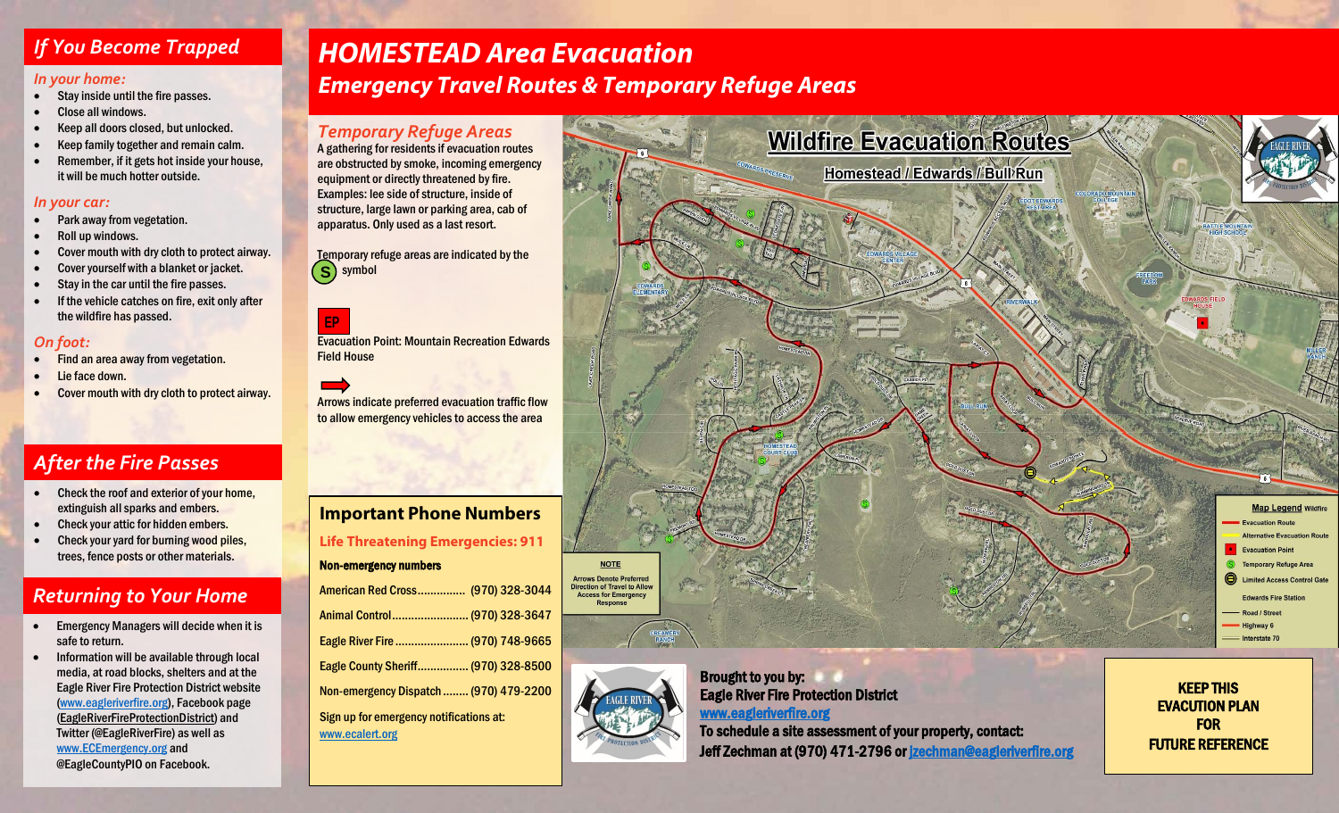## If You Become Trapped

### In your home:

- Stay inside until the fire passes.
- Close all windows.
- Keep all doors closed, but unlocked.
- Keep family together and remain calm.
- Remember, if it gets hot inside your house, it will be much hotter outside.

### In your car:

- Park away from vegetation.
- Roll up windows.
- Cover mouth with dry cloth to protect airway.
- Cover yourself with a blanket or jacket.
- Stay in the car until the fire passes.
- If the vehicle catches on fire, exit only after the wildfire has passed.

### On foot:

- Find an area away from vegetation.
- Lie face down.
- Cover mouth with dry cloth to protect airway.

## After the Fire Passes

- Check the roof and exterior of your home, extinguish all sparks and embers.
- Check your attic for hidden embers.
- Check your yard for burning wood piles, trees, fence posts or other materials.

## Returning to Your Home

- Emergency Managers will decide when it is safe to return.
- Information will be available through local media, at road blocks, shelters and at the Eagle River Fire Protection District website (www.eagleriverfire.org), Facebook page (EagleRiverFireProtectionDistrict) and Twitter (@EagleRiverFire) as well as www.ECEmergency.org and @EagleCountyPIO on Facebook.

# HOMESTEAD Area Evacuation

## Emergency Travel Routes & Temporary Refuge Areas

### Temporary Refuge Areas

A gathering for residents if evacuation routes are obstructed by smoke, incoming emergency equipment or directly threatened by fire. Examples: lee side of structure, inside of structure, large lawn or parking area, cab of apparatus. Only used as a last resort.

Temporary refuge areas are indicated by the (S) symbol

EP — Evacuation Point: Mountain Recreation Edwards Field House

➡ Arrows indicate preferred evacuation traffic flow to allow emergency vehicles to access the area

## Important Phone Numbers

**Life Threatening Emergencies: 911**

**Non-emergency numbers**

| | |
|---|---|
| American Red Cross | (970) 328-3044 |
| Animal Control | (970) 328-3647 |
| Eagle River Fire | (970) 748-9665 |
| Eagle County Sheriff | (970) 328-8500 |
| Non-emergency Dispatch | (970) 479-2200 |

Sign up for emergency notifications at: www.ecalert.org

**Wildfire Evacuation Routes**

**Homestead / Edwards / Bull Run**

**NOTE**
Arrows Denote Preferred Direction of Travel to Allow Access for Emergency Response

**Map Legend** Wildfire
- Evacuation Route
- Alternative Evacuation Route
- Evacuation Point
- Temporary Refuge Area
- Limited Access Control Gate
- Edwards Fire Station
- Road / Street
- Highway 6
- Interstate 70

**Brought to you by:**
**Eagle River Fire Protection District**
www.eagleriverfire.org
**To schedule a site assessment of your property, contact:**
**Jeff Zechman at (970) 471-2796 or** jzechman@eagleriverfire.org

**KEEP THIS EVACUATION PLAN FOR FUTURE REFERENCE**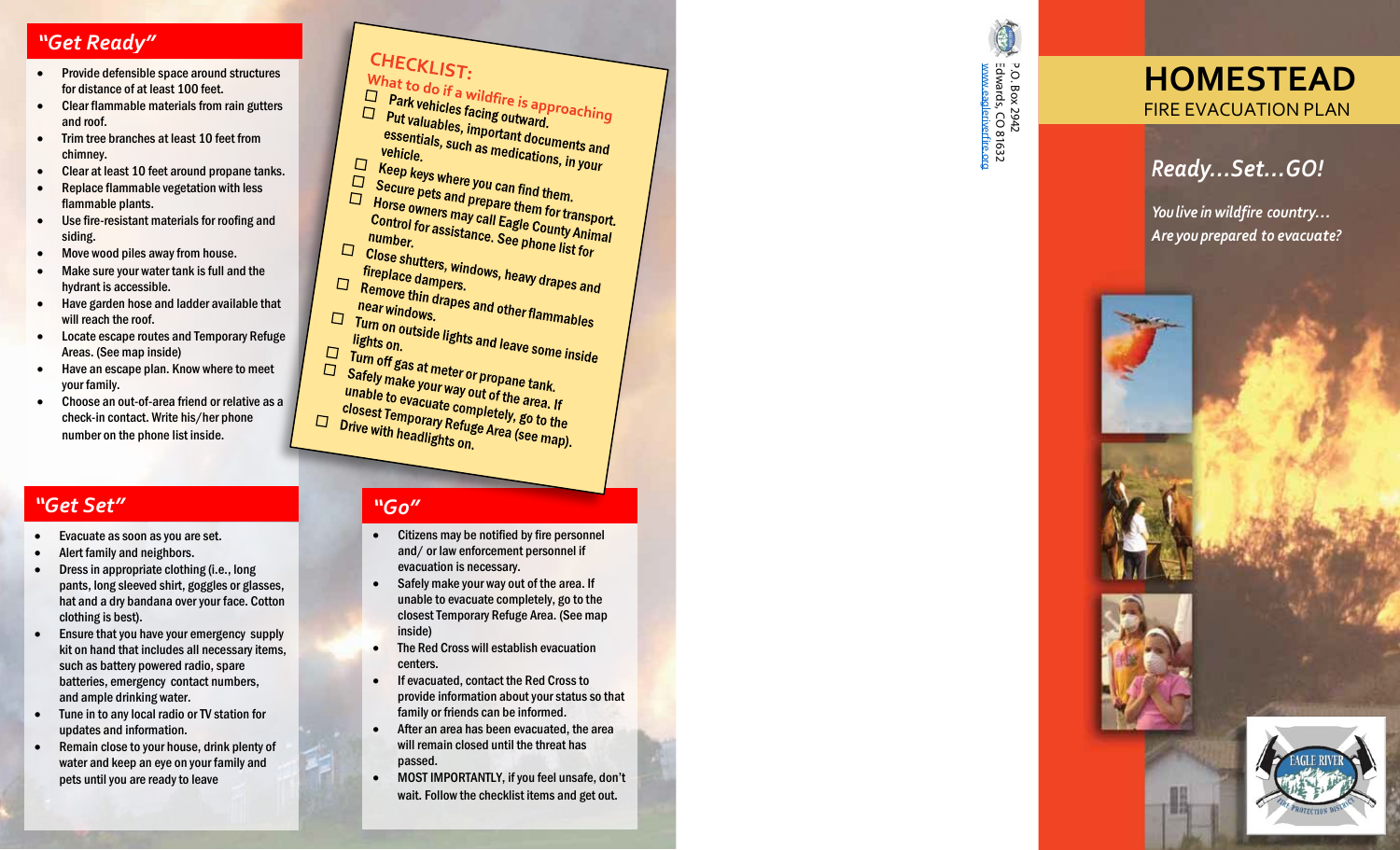## "Get Ready"

- Provide defensible space around structures for distance of at least 100 feet.
- Clear flammable materials from rain gutters and roof.
- Trim tree branches at least 10 feet from chimney.
- Clear at least 10 feet around propane tanks.
- Replace flammable vegetation with less flammable plants.
- Use fire-resistant materials for roofing and siding.
- Move wood piles away from house.
- Make sure your water tank is full and the hydrant is accessible.
- Have garden hose and ladder available that will reach the roof.
- Locate escape routes and Temporary Refuge Areas. (See map inside)
- Have an escape plan. Know where to meet your family.
- Choose an out-of-area friend or relative as a check-in contact. Write his/her phone number on the phone list inside.

## CHECKLIST:

**What to do if a wildfire is approaching**

- ☐ Park vehicles facing outward.
- ☐ Put valuables, important documents and essentials, such as medications, in your vehicle.
- ☐ Keep keys where you can find them.
- ☐ Secure pets and prepare them for transport. Horse owners may call Eagle County Animal Control for assistance. See phone list for number.
- ☐ Close shutters, windows, heavy drapes and fireplace dampers.
- ☐ Remove thin drapes and other flammables near windows.
- ☐ Turn on outside lights and leave some inside lights on.
- ☐ Turn off gas at meter or propane tank.
- ☐ Safely make your way out of the area. If unable to evacuate completely, go to the closest Temporary Refuge Area (see map).
- ☐ Drive with headlights on.

## "Get Set"

- Evacuate as soon as you are set.
- Alert family and neighbors.
- Dress in appropriate clothing (i.e., long pants, long sleeved shirt, goggles or glasses, hat and a dry bandana over your face. Cotton clothing is best).
- Ensure that you have your emergency supply kit on hand that includes all necessary items, such as battery powered radio, spare batteries, emergency contact numbers, and ample drinking water.
- Tune in to any local radio or TV station for updates and information.
- Remain close to your house, drink plenty of water and keep an eye on your family and pets until you are ready to leave

## "Go"

- Citizens may be notified by fire personnel and/ or law enforcement personnel if evacuation is necessary.
- Safely make your way out of the area. If unable to evacuate completely, go to the closest Temporary Refuge Area. (See map inside)
- The Red Cross will establish evacuation centers.
- If evacuated, contact the Red Cross to provide information about your status so that family or friends can be informed.
- After an area has been evacuated, the area will remain closed until the threat has passed.
- MOST IMPORTANTLY, if you feel unsafe, don't wait. Follow the checklist items and get out.

P.O. Box 2942
Edwards, CO 81632
www.eaglerriverfire.org

# HOMESTEAD

FIRE EVACUATION PLAN

## *Ready...Set...GO!*

*You live in wildfire country...*
*Are you prepared to evacuate?*

EAGLE RIVER FIRE PROTECTION DISTRICT